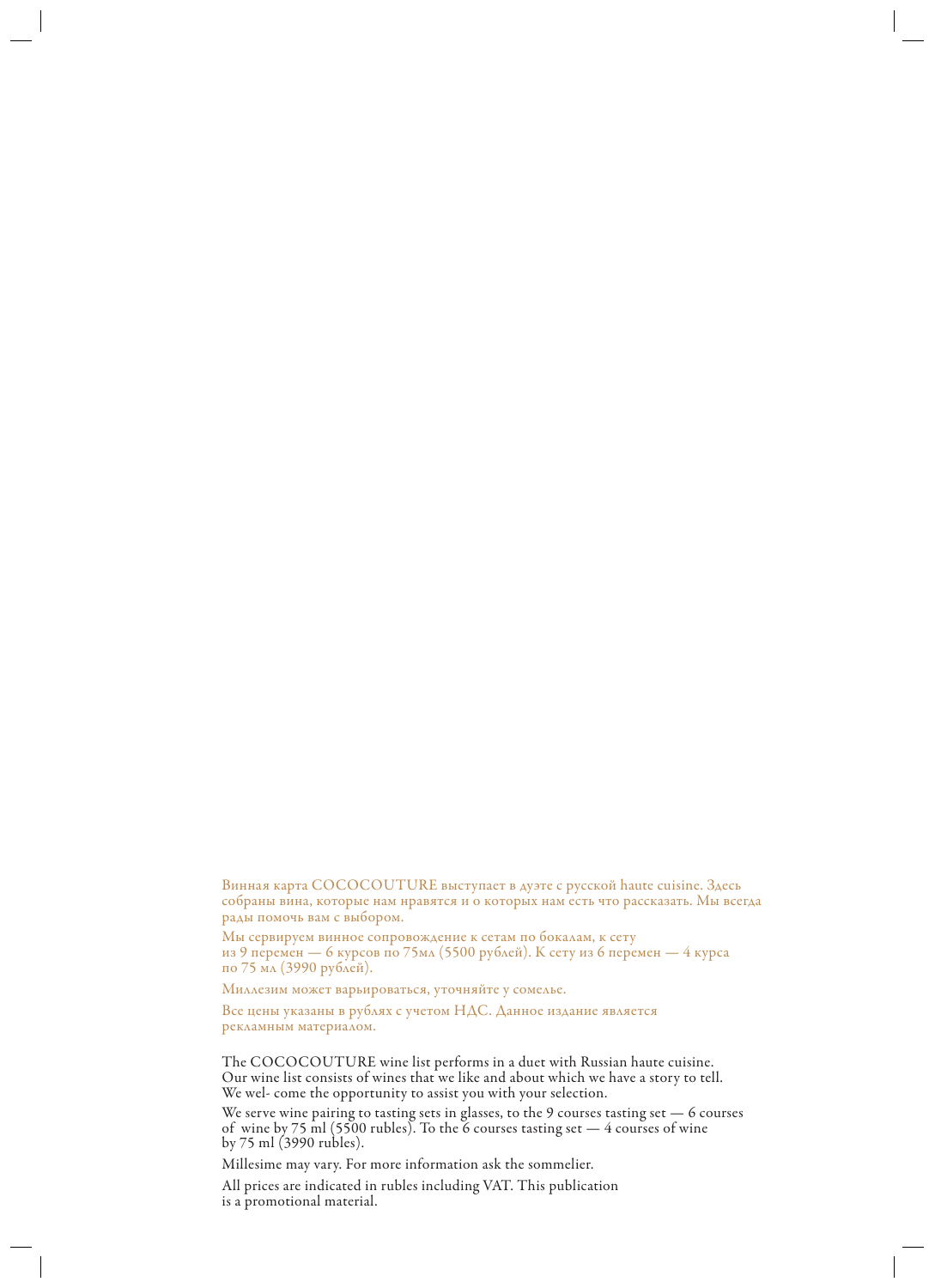Винная карта COCOCOUTURE выступает в дуэте с русской haute cuisine. Здесь собраны вина, которые нам нравятся и о которых нам есть что рассказать. Мы всегда рады помочь вам с выбором.

Мы сервируем винное сопровождение к сетам по бокалам, к сету из 9 перемен — 6 курсов по 75мл (5500 рублей). К сету из 6 перемен — 4 курса по 75 мл (3990 рублей).

Миллезим может варьироваться, уточняйте у сомелье.

Все цены указаны в рублях с учетом НДС. Данное издание является рекламным материалом.

The COCOCOUTURE wine list performs in a duet with Russian haute cuisine. Our wine list consists of wines that we like and about which we have a story to tell. We wel- come the opportunity to assist you with your selection.

We serve wine pairing to tasting sets in glasses, to the 9 courses tasting set — 6 courses of wine by 75 ml (5500 rubles). To the 6 courses tasting set — 4 courses of wine by 75 ml (3990 rubles).

Millesime may vary. For more information ask the sommelier.

All prices are indicated in rubles including VAT. This publication is a promotional material.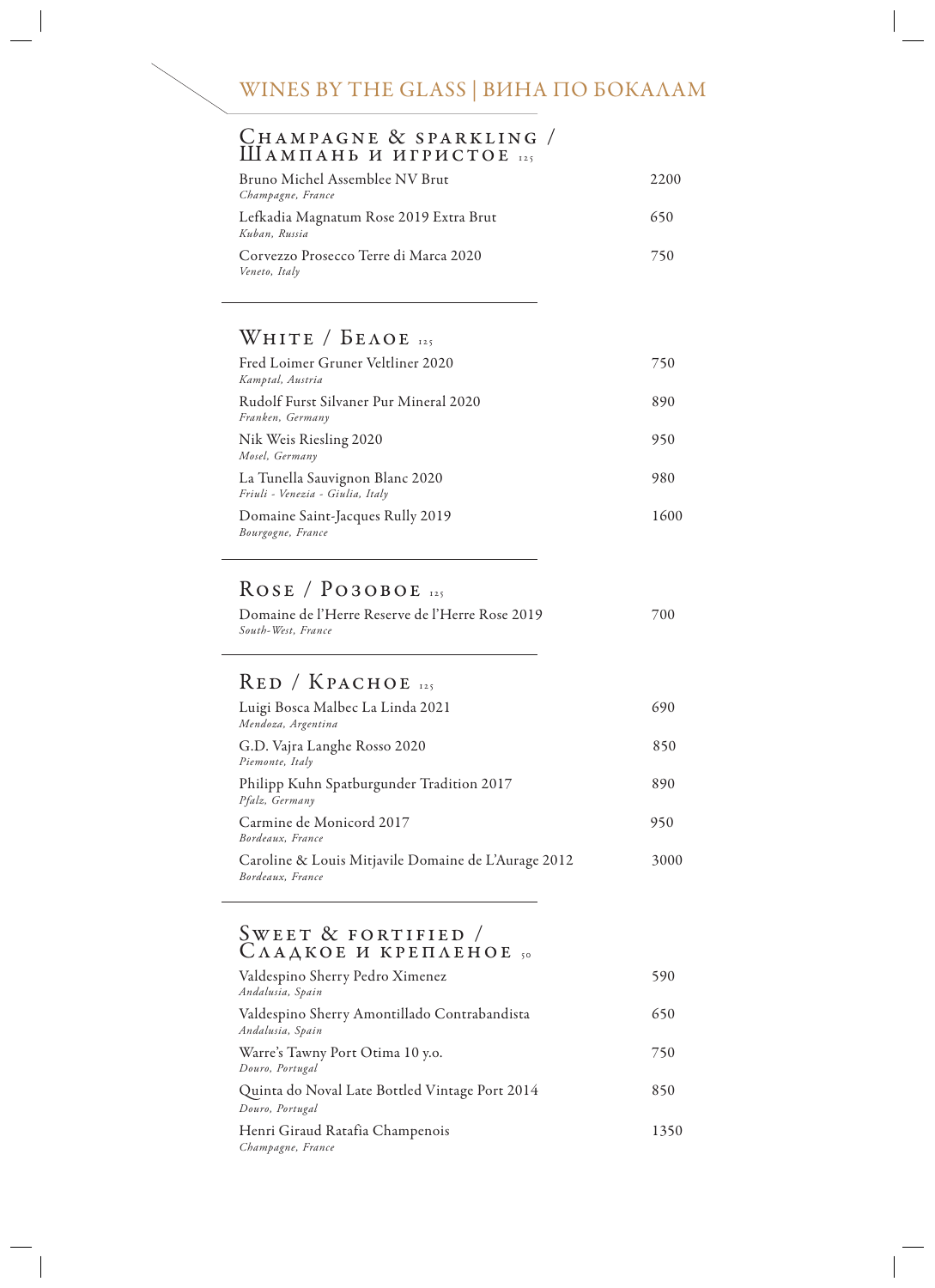# WINES BY THE GLASS | ВИНА ПО БОКАЛАМ

## Champagne & sparkling / Шампань и игристое 125

| | |
|---|---|
| Bruno Michel Assemblee NV Brut<br>*Champagne, France* | 2200 |
| Lefkadia Magnatum Rose 2019 Extra Brut<br>*Kuban, Russia* | 650 |
| Corvezzo Prosecco Terre di Marca 2020<br>*Veneto, Italy* | 750 |

## White / Белое 125

| | |
|---|---|
| Fred Loimer Gruner Veltliner 2020<br>*Kamptal, Austria* | 750 |
| Rudolf Furst Silvaner Pur Mineral 2020<br>*Franken, Germany* | 890 |
| Nik Weis Riesling 2020<br>*Mosel, Germany* | 950 |
| La Tunella Sauvignon Blanc 2020<br>*Friuli - Venezia - Giulia, Italy* | 980 |
| Domaine Saint-Jacques Rully 2019<br>*Bourgogne, France* | 1600 |

## Rose / Розовое 125

| | |
|---|---|
| Domaine de l'Herre Reserve de l'Herre Rose 2019<br>*South-West, France* | 700 |

## Red / Красное 125

| | |
|---|---|
| Luigi Bosca Malbec La Linda 2021<br>*Mendoza, Argentina* | 690 |
| G.D. Vajra Langhe Rosso 2020<br>*Piemonte, Italy* | 850 |
| Philipp Kuhn Spatburgunder Tradition 2017<br>*Pfalz, Germany* | 890 |
| Carmine de Monicord 2017<br>*Bordeaux, France* | 950 |
| Caroline & Louis Mitjavile Domaine de L'Aurage 2012<br>*Bordeaux, France* | 3000 |

## Sweet & fortified / Сладкое и крепленое 50

| | |
|---|---|
| Valdespino Sherry Pedro Ximenez<br>*Andalusia, Spain* | 590 |
| Valdespino Sherry Amontillado Contrabandista<br>*Andalusia, Spain* | 650 |
| Warre's Tawny Port Otima 10 y.o.<br>*Douro, Portugal* | 750 |
| Quinta do Noval Late Bottled Vintage Port 2014<br>*Douro, Portugal* | 850 |
| Henri Giraud Ratafia Champenois<br>*Champagne, France* | 1350 |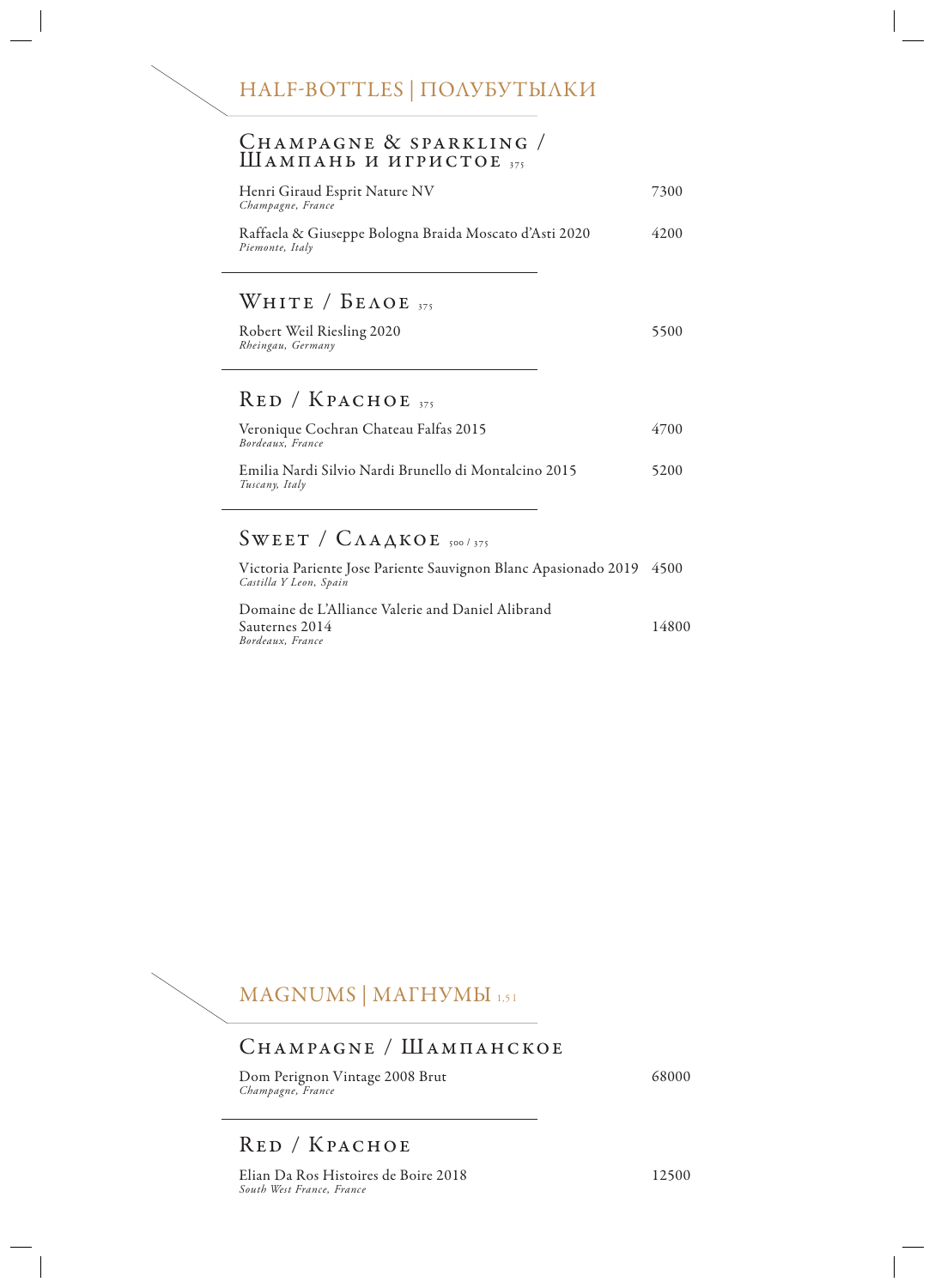# HALF-BOTTLES | ПОЛУБУТЫЛКИ

## Champagne & sparkling / Шампань и игристое 375

Henri Giraud Esprit Nature NV — 7300
*Champagne, France*

Raffaela & Giuseppe Bologna Braida Moscato d'Asti 2020 — 4200
*Piemonte, Italy*

## White / Белое 375

Robert Weil Riesling 2020 — 5500
*Rheingau, Germany*

## Red / Красное 375

Veronique Cochran Chateau Falfas 2015 — 4700
*Bordeaux, France*

Emilia Nardi Silvio Nardi Brunello di Montalcino 2015 — 5200
*Tuscany, Italy*

## Sweet / Сладкое 500 / 375

Victoria Pariente Jose Pariente Sauvignon Blanc Apasionado 2019 — 4500
*Castilla Y Leon, Spain*

Domaine de L'Alliance Valerie and Daniel Alibrand Sauternes 2014 — 14800
*Bordeaux, France*

# MAGNUMS | МАГНУМЫ 1,5 l

## Champagne / Шампанское

Dom Perignon Vintage 2008 Brut — 68000
*Champagne, France*

## Red / Красное

Elian Da Ros Histoires de Boire 2018 — 12500
*South West France, France*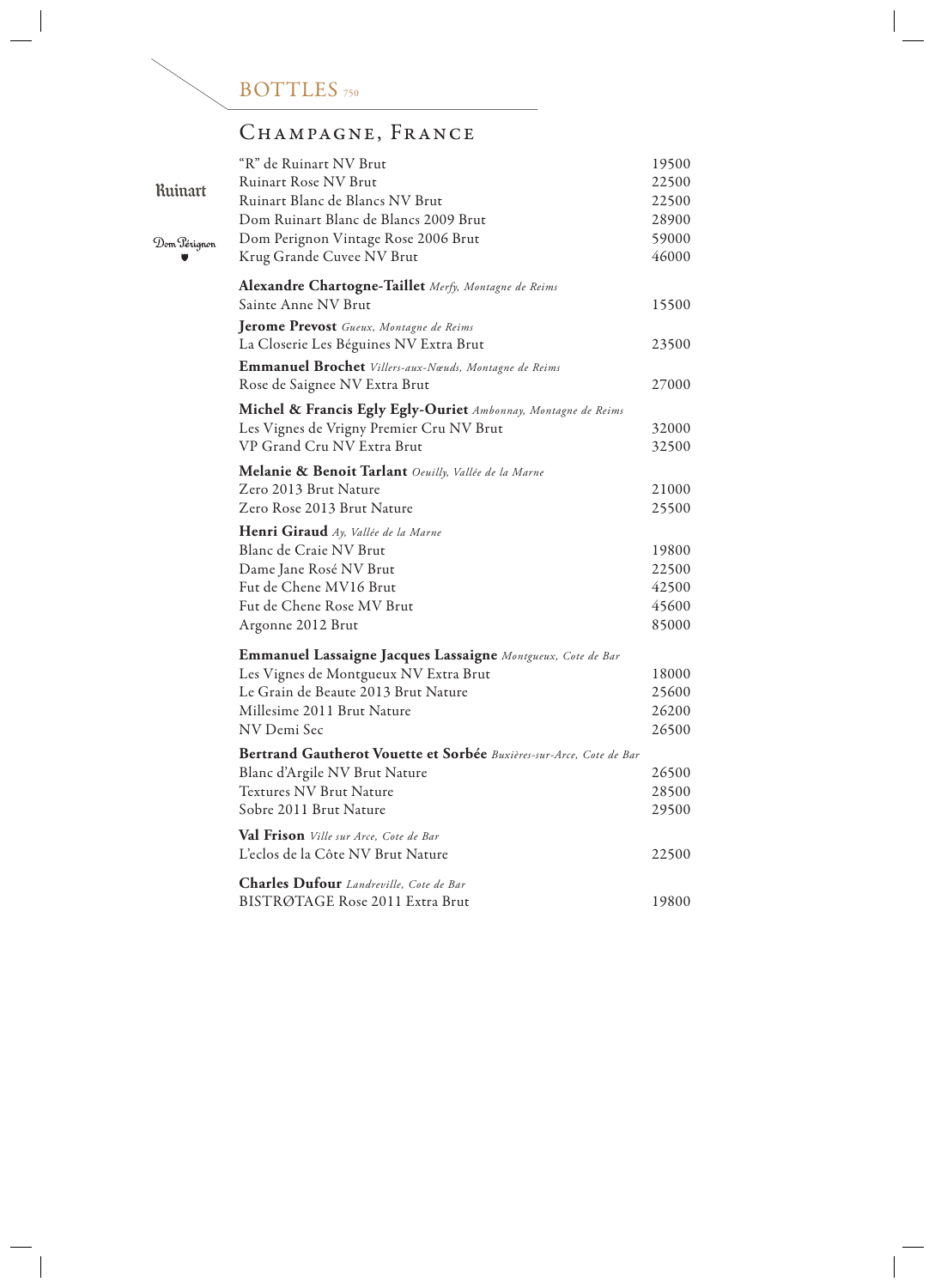# BOTTLES 750

## Champagne, France

Ruinart

Dom Pérignon

| Wine | Price |
|---|---|
| "R" de Ruinart NV Brut | 19500 |
| Ruinart Rose NV Brut | 22500 |
| Ruinart Blanc de Blancs NV Brut | 22500 |
| Dom Ruinart Blanc de Blancs 2009 Brut | 28900 |
| Dom Perignon Vintage Rose 2006 Brut | 59000 |
| Krug Grande Cuvee NV Brut | 46000 |

**Alexandre Chartogne-Taillet** *Merfy, Montagne de Reims*

| Wine | Price |
|---|---|
| Sainte Anne NV Brut | 15500 |

**Jerome Prevost** *Gueux, Montagne de Reims*

| Wine | Price |
|---|---|
| La Closerie Les Béguines NV Extra Brut | 23500 |

**Emmanuel Brochet** *Villers-aux-Nœuds, Montagne de Reims*

| Wine | Price |
|---|---|
| Rose de Saignee NV Extra Brut | 27000 |

**Michel & Francis Egly Egly-Ouriet** *Ambonnay, Montagne de Reims*

| Wine | Price |
|---|---|
| Les Vignes de Vrigny Premier Cru NV Brut | 32000 |
| VP Grand Cru NV Extra Brut | 32500 |

**Melanie & Benoit Tarlant** *Oeuilly, Vallée de la Marne*

| Wine | Price |
|---|---|
| Zero 2013 Brut Nature | 21000 |
| Zero Rose 2013 Brut Nature | 25500 |

**Henri Giraud** *Ay, Vallée de la Marne*

| Wine | Price |
|---|---|
| Blanc de Craie NV Brut | 19800 |
| Dame Jane Rosé NV Brut | 22500 |
| Fut de Chene MV16 Brut | 42500 |
| Fut de Chene Rose MV Brut | 45600 |
| Argonne 2012 Brut | 85000 |

**Emmanuel Lassaigne Jacques Lassaigne** *Montgueux, Cote de Bar*

| Wine | Price |
|---|---|
| Les Vignes de Montgueux NV Extra Brut | 18000 |
| Le Grain de Beaute 2013 Brut Nature | 25600 |
| Millesime 2011 Brut Nature | 26200 |
| NV Demi Sec | 26500 |

**Bertrand Gautherot Vouette et Sorbée** *Buxières-sur-Arce, Cote de Bar*

| Wine | Price |
|---|---|
| Blanc d'Argile NV Brut Nature | 26500 |
| Textures NV Brut Nature | 28500 |
| Sobre 2011 Brut Nature | 29500 |

**Val Frison** *Ville sur Arce, Cote de Bar*

| Wine | Price |
|---|---|
| L'eclos de la Côte NV Brut Nature | 22500 |

**Charles Dufour** *Landreville, Cote de Bar*

| Wine | Price |
|---|---|
| BISTRØTAGE Rose 2011 Extra Brut | 19800 |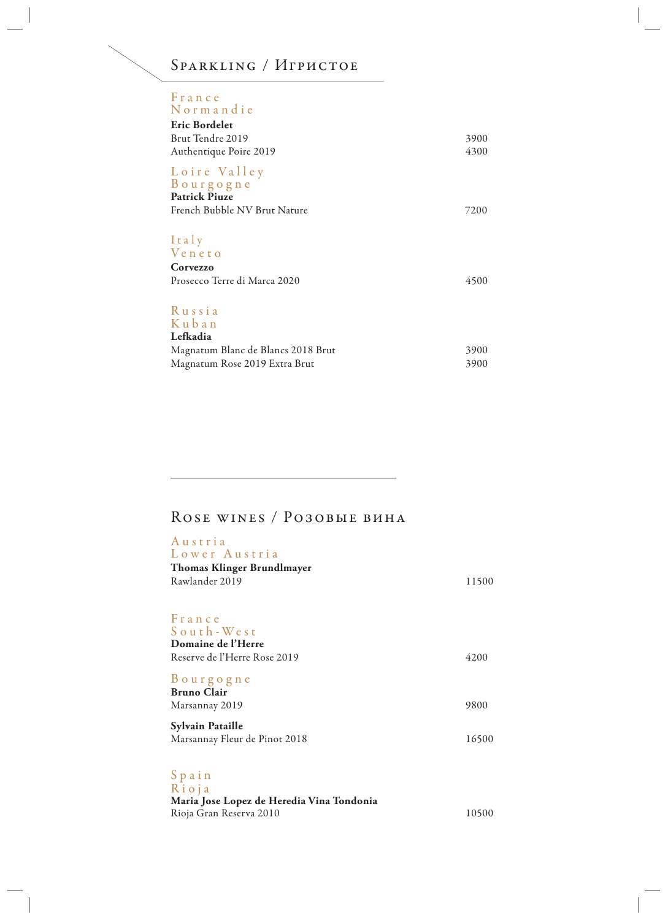## Sparkling / Игристое

### France
#### Normandie

**Eric Bordelet**

| | |
|---|---|
| Brut Tendre 2019 | 3900 |
| Authentique Poire 2019 | 4300 |

### Loire Valley
#### Bourgogne

**Patrick Piuze**

| | |
|---|---|
| French Bubble NV Brut Nature | 7200 |

### Italy
#### Veneto

**Corvezzo**

| | |
|---|---|
| Prosecco Terre di Marca 2020 | 4500 |

### Russia
#### Kuban

**Lefkadia**

| | |
|---|---|
| Magnatum Blanc de Blancs 2018 Brut | 3900 |
| Magnatum Rose 2019 Extra Brut | 3900 |

---

## Rose wines / Розовые вина

### Austria
#### Lower Austria

**Thomas Klinger Brundlmayer**

| | |
|---|---|
| Rawlander 2019 | 11500 |

### France
#### South-West

**Domaine de l'Herre**

| | |
|---|---|
| Reserve de l'Herre Rose 2019 | 4200 |

#### Bourgogne

**Bruno Clair**

| | |
|---|---|
| Marsannay 2019 | 9800 |

**Sylvain Pataille**

| | |
|---|---|
| Marsannay Fleur de Pinot 2018 | 16500 |

### Spain
#### Rioja

**Maria Jose Lopez de Heredia Vina Tondonia**

| | |
|---|---|
| Rioja Gran Reserva 2010 | 10500 |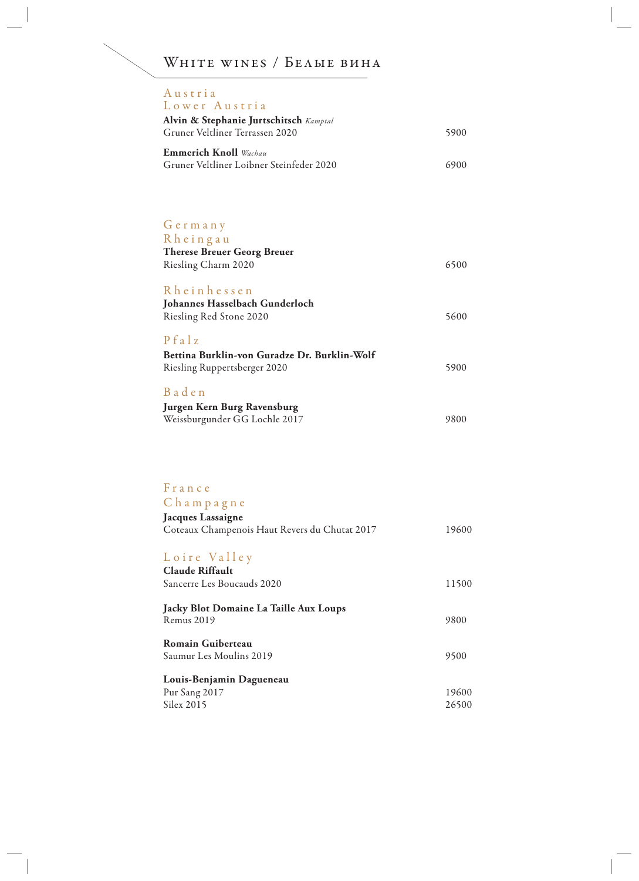# White wines / Белые вина

## Austria

### Lower Austria

**Alvin & Stephanie Jurtschitsch** *Kamptal*
Gruner Veltliner Terrassen 2020 — 5900

**Emmerich Knoll** *Wachau*
Gruner Veltliner Loibner Steinfeder 2020 — 6900

## Germany

### Rheingau

**Therese Breuer Georg Breuer**
Riesling Charm 2020 — 6500

### Rheinhessen

**Johannes Hasselbach Gunderloch**
Riesling Red Stone 2020 — 5600

### Pfalz

**Bettina Burklin-von Guradze Dr. Burklin-Wolf**
Riesling Ruppertsberger 2020 — 5900

### Baden

**Jurgen Kern Burg Ravensburg**
Weissburgunder GG Lochle 2017 — 9800

## France

### Champagne

**Jacques Lassaigne**
Coteaux Champenois Haut Revers du Chutat 2017 — 19600

### Loire Valley

**Claude Riffault**
Sancerre Les Boucauds 2020 — 11500

**Jacky Blot Domaine La Taille Aux Loups**
Remus 2019 — 9800

**Romain Guiberteau**
Saumur Les Moulins 2019 — 9500

**Louis-Benjamin Dagueneau**
Pur Sang 2017 — 19600
Silex 2015 — 26500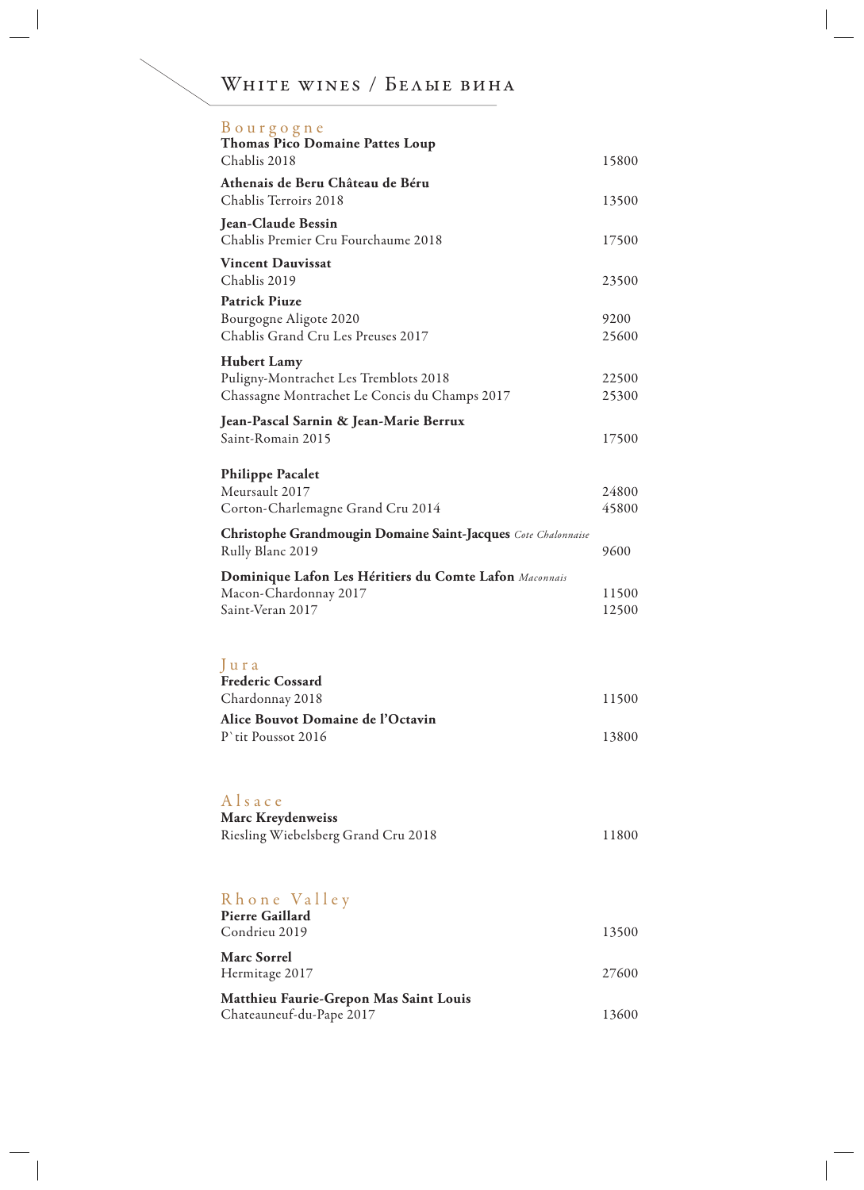# White wines / Белые вина

## Bourgogne

**Thomas Pico Domaine Pattes Loup**
Chablis 2018 — 15800

**Athenais de Beru Château de Béru**
Chablis Terroirs 2018 — 13500

**Jean-Claude Bessin**
Chablis Premier Cru Fourchaume 2018 — 17500

**Vincent Dauvissat**
Chablis 2019 — 23500

**Patrick Piuze**
Bourgogne Aligote 2020 — 9200
Chablis Grand Cru Les Preuses 2017 — 25600

**Hubert Lamy**
Puligny-Montrachet Les Tremblots 2018 — 22500
Chassagne Montrachet Le Concis du Champs 2017 — 25300

**Jean-Pascal Sarnin & Jean-Marie Berrux**
Saint-Romain 2015 — 17500

**Philippe Pacalet**
Meursault 2017 — 24800
Corton-Charlemagne Grand Cru 2014 — 45800

**Christophe Grandmougin Domaine Saint-Jacques** *Cote Chalonnaise*
Rully Blanc 2019 — 9600

**Dominique Lafon Les Héritiers du Comte Lafon** *Maconnais*
Macon-Chardonnay 2017 — 11500
Saint-Veran 2017 — 12500

## Jura

**Frederic Cossard**
Chardonnay 2018 — 11500

**Alice Bouvot Domaine de l'Octavin**
P`tit Poussot 2016 — 13800

## Alsace

**Marc Kreydenweiss**
Riesling Wiebelsberg Grand Cru 2018 — 11800

## Rhone Valley

**Pierre Gaillard**
Condrieu 2019 — 13500

**Marc Sorrel**
Hermitage 2017 — 27600

**Matthieu Faurie-Grepon Mas Saint Louis**
Chateauneuf-du-Pape 2017 — 13600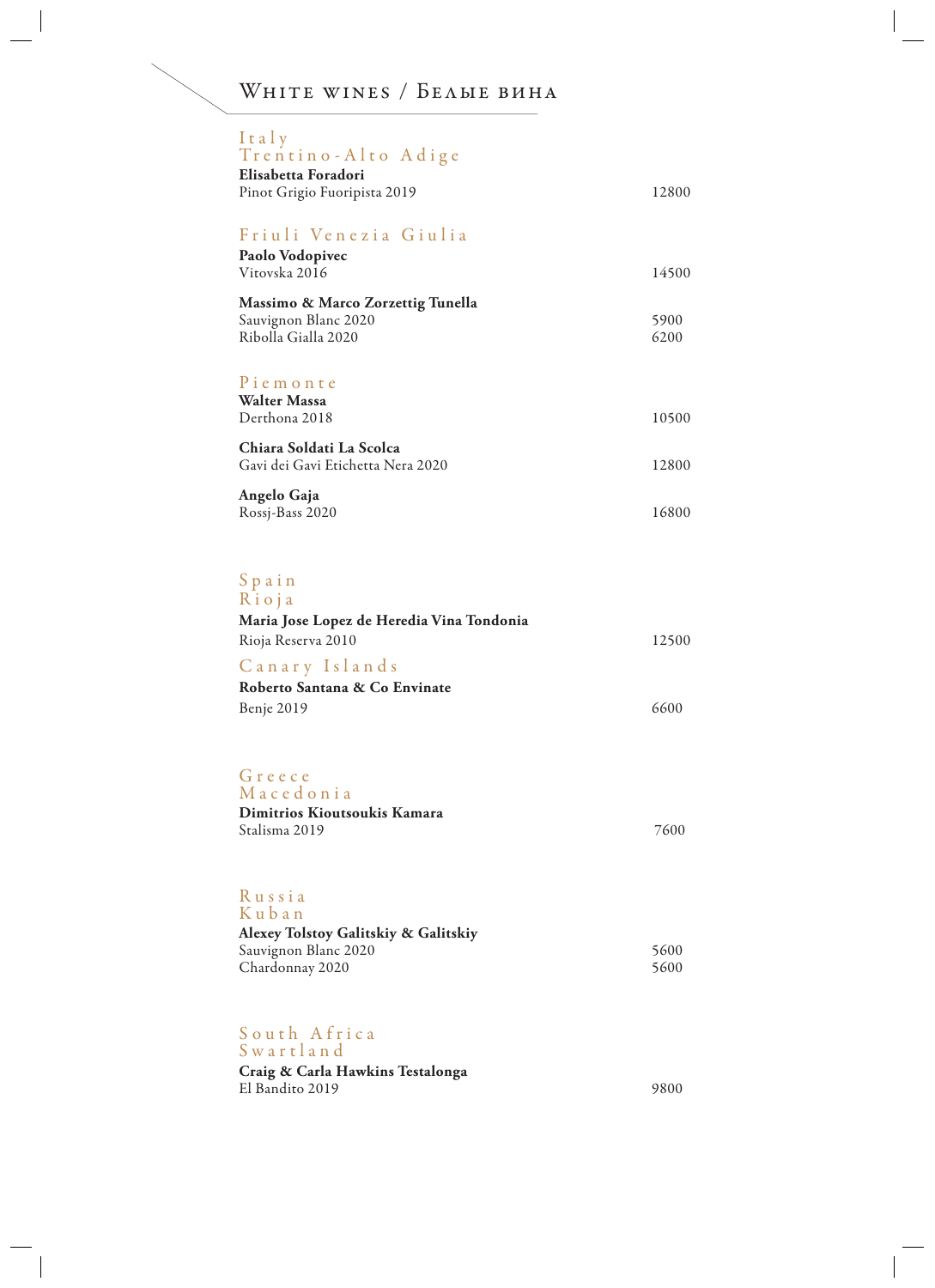# White wines / Белые вина

## Italy

### Trentino-Alto Adige

**Elisabetta Foradori**

| | |
|---|---|
| Pinot Grigio Fuoripista 2019 | 12800 |

### Friuli Venezia Giulia

**Paolo Vodopivec**

| | |
|---|---|
| Vitovska 2016 | 14500 |

**Massimo & Marco Zorzettig Tunella**

| | |
|---|---|
| Sauvignon Blanc 2020 | 5900 |
| Ribolla Gialla 2020 | 6200 |

### Piemonte

**Walter Massa**

| | |
|---|---|
| Derthona 2018 | 10500 |

**Chiara Soldati La Scolca**

| | |
|---|---|
| Gavi dei Gavi Etichetta Nera 2020 | 12800 |

**Angelo Gaja**

| | |
|---|---|
| Rossj-Bass 2020 | 16800 |

## Spain

### Rioja

**Maria Jose Lopez de Heredia Vina Tondonia**

| | |
|---|---|
| Rioja Reserva 2010 | 12500 |

### Canary Islands

**Roberto Santana & Co Envinate**

| | |
|---|---|
| Benje 2019 | 6600 |

## Greece

### Macedonia

**Dimitrios Kioutsoukis Kamara**

| | |
|---|---|
| Stalisma 2019 | 7600 |

## Russia

### Kuban

**Alexey Tolstoy Galitskiy & Galitskiy**

| | |
|---|---|
| Sauvignon Blanc 2020 | 5600 |
| Chardonnay 2020 | 5600 |

## South Africa

### Swartland

**Craig & Carla Hawkins Testalonga**

| | |
|---|---|
| El Bandito 2019 | 9800 |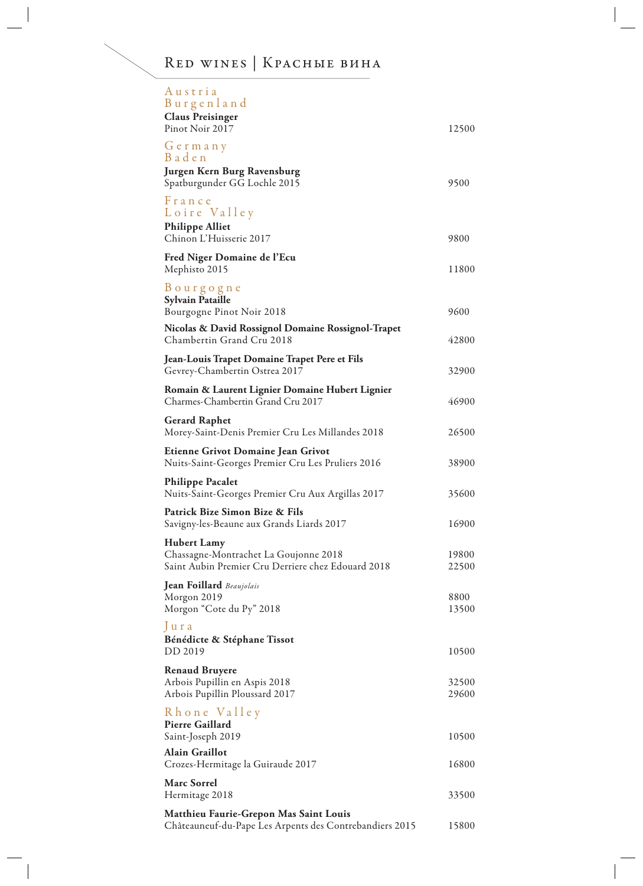# Red wines | Красные вина

## Austria

### Burgenland

**Claus Preisinger**
Pinot Noir 2017 — 12500

## Germany

### Baden

**Jurgen Kern Burg Ravensburg**
Spatburgunder GG Lochle 2015 — 9500

## France

### Loire Valley

**Philippe Alliet**
Chinon L'Huisserie 2017 — 9800

**Fred Niger Domaine de l'Ecu**
Mephisto 2015 — 11800

### Bourgogne

**Sylvain Pataille**
Bourgogne Pinot Noir 2018 — 9600

**Nicolas & David Rossignol Domaine Rossignol-Trapet**
Chambertin Grand Cru 2018 — 42800

**Jean-Louis Trapet Domaine Trapet Pere et Fils**
Gevrey-Chambertin Ostrea 2017 — 32900

**Romain & Laurent Lignier Domaine Hubert Lignier**
Charmes-Chambertin Grand Cru 2017 — 46900

**Gerard Raphet**
Morey-Saint-Denis Premier Cru Les Millandes 2018 — 26500

**Etienne Grivot Domaine Jean Grivot**
Nuits-Saint-Georges Premier Cru Les Pruliers 2016 — 38900

**Philippe Pacalet**
Nuits-Saint-Georges Premier Cru Aux Argillas 2017 — 35600

**Patrick Bize Simon Bize & Fils**
Savigny-les-Beaune aux Grands Liards 2017 — 16900

**Hubert Lamy**
Chassagne-Montrachet La Goujonne 2018 — 19800
Saint Aubin Premier Cru Derriere chez Edouard 2018 — 22500

**Jean Foillard** *Beaujolais*
Morgon 2019 — 8800
Morgon "Cote du Py" 2018 — 13500

### Jura

**Bénédicte & Stéphane Tissot**
DD 2019 — 10500

**Renaud Bruyere**
Arbois Pupillin en Aspis 2018 — 32500
Arbois Pupillin Ploussard 2017 — 29600

### Rhone Valley

**Pierre Gaillard**
Saint-Joseph 2019 — 10500

**Alain Graillot**
Crozes-Hermitage la Guiraude 2017 — 16800

**Marc Sorrel**
Hermitage 2018 — 33500

**Matthieu Faurie-Grepon Mas Saint Louis**
Châteauneuf-du-Pape Les Arpents des Contrebandiers 2015 — 15800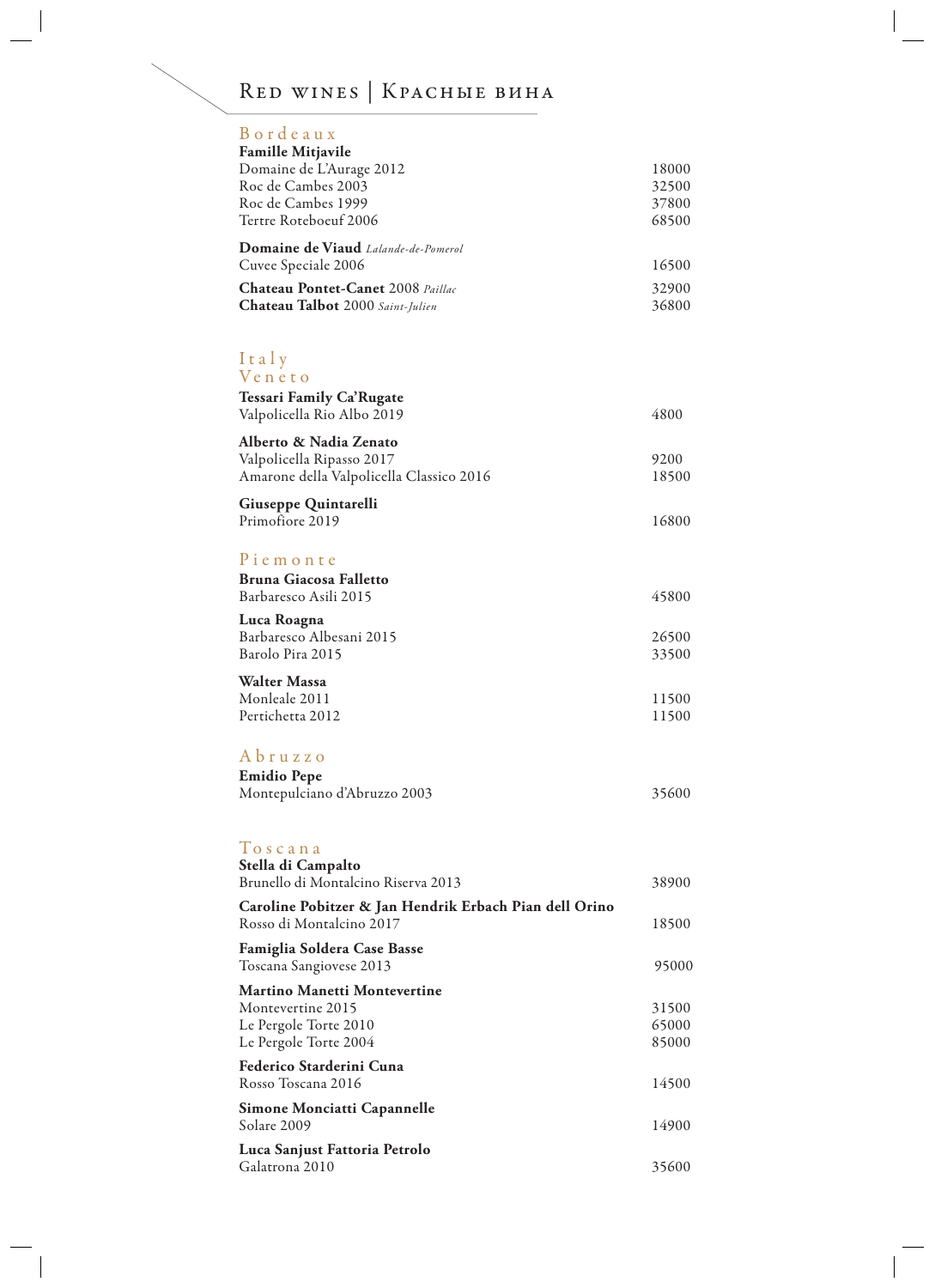# Red wines | Красные вина

## Bordeaux

**Famille Mitjavile**

| | |
|---|---|
| Domaine de L'Aurage 2012 | 18000 |
| Roc de Cambes 2003 | 32500 |
| Roc de Cambes 1999 | 37800 |
| Tertre Roteboeuf 2006 | 68500 |

**Domaine de Viaud** *Lalande-de-Pomerol*

| | |
|---|---|
| Cuvee Speciale 2006 | 16500 |

| | |
|---|---|
| **Chateau Pontet-Canet** 2008 *Paillac* | 32900 |
| **Chateau Talbot** 2000 *Saint-Julien* | 36800 |

## Italy

### Veneto

**Tessari Family Ca'Rugate**

| | |
|---|---|
| Valpolicella Rio Albo 2019 | 4800 |

**Alberto & Nadia Zenato**

| | |
|---|---|
| Valpolicella Ripasso 2017 | 9200 |
| Amarone della Valpolicella Classico 2016 | 18500 |

**Giuseppe Quintarelli**

| | |
|---|---|
| Primofiore 2019 | 16800 |

### Piemonte

**Bruna Giacosa Falletto**

| | |
|---|---|
| Barbaresco Asili 2015 | 45800 |

**Luca Roagna**

| | |
|---|---|
| Barbaresco Albesani 2015 | 26500 |
| Barolo Pira 2015 | 33500 |

**Walter Massa**

| | |
|---|---|
| Monleale 2011 | 11500 |
| Pertichetta 2012 | 11500 |

### Abruzzo

**Emidio Pepe**

| | |
|---|---|
| Montepulciano d'Abruzzo 2003 | 35600 |

### Toscana

**Stella di Campalto**

| | |
|---|---|
| Brunello di Montalcino Riserva 2013 | 38900 |

**Caroline Pobitzer & Jan Hendrik Erbach Pian dell Orino**

| | |
|---|---|
| Rosso di Montalcino 2017 | 18500 |

**Famiglia Soldera Case Basse**

| | |
|---|---|
| Toscana Sangiovese 2013 | 95000 |

**Martino Manetti Montevertine**

| | |
|---|---|
| Montevertine 2015 | 31500 |
| Le Pergole Torte 2010 | 65000 |
| Le Pergole Torte 2004 | 85000 |

**Federico Starderini Cuna**

| | |
|---|---|
| Rosso Toscana 2016 | 14500 |

**Simone Monciatti Capannelle**

| | |
|---|---|
| Solare 2009 | 14900 |

**Luca Sanjust Fattoria Petrolo**

| | |
|---|---|
| Galatrona 2010 | 35600 |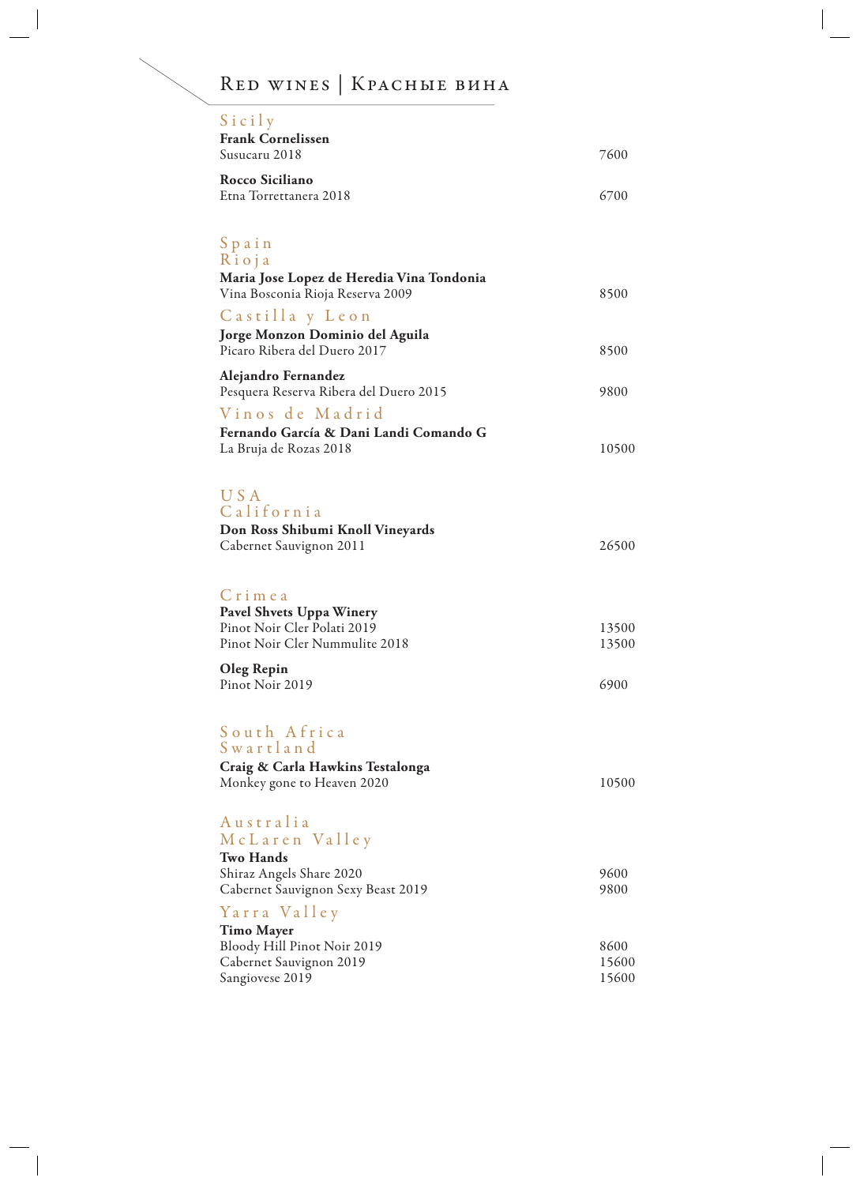# Red wines | Красные вина

## Sicily

**Frank Cornelissen**
Susucaru 2018 — 7600

**Rocco Siciliano**
Etna Torrettanera 2018 — 6700

## Spain

### Rioja

**Maria Jose Lopez de Heredia Vina Tondonia**
Vina Bosconia Rioja Reserva 2009 — 8500

### Castilla y Leon

**Jorge Monzon Dominio del Aguila**
Picaro Ribera del Duero 2017 — 8500

**Alejandro Fernandez**
Pesquera Reserva Ribera del Duero 2015 — 9800

### Vinos de Madrid

**Fernando García & Dani Landi Comando G**
La Bruja de Rozas 2018 — 10500

## USA

### California

**Don Ross Shibumi Knoll Vineyards**
Cabernet Sauvignon 2011 — 26500

## Crimea

**Pavel Shvets Uppa Winery**
Pinot Noir Cler Polati 2019 — 13500
Pinot Noir Cler Nummulite 2018 — 13500

**Oleg Repin**
Pinot Noir 2019 — 6900

## South Africa

### Swartland

**Craig & Carla Hawkins Testalonga**
Monkey gone to Heaven 2020 — 10500

## Australia

### McLaren Valley

**Two Hands**
Shiraz Angels Share 2020 — 9600
Cabernet Sauvignon Sexy Beast 2019 — 9800

### Yarra Valley

**Timo Mayer**
Bloody Hill Pinot Noir 2019 — 8600
Cabernet Sauvignon 2019 — 15600
Sangiovese 2019 — 15600